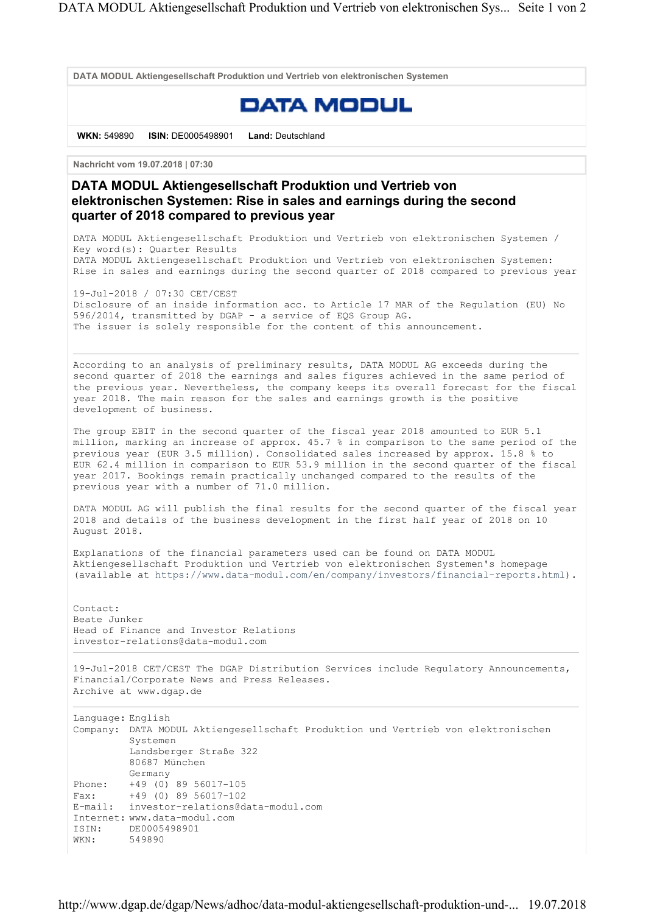DATA MODUL Aktiengesellschaft Produktion und Vertrieb von elektronischen Systemen

DATA MODUL

**WKN:** 549890 **ISIN:** DE0005498901 **Land:** Deutschland

**Nachricht vom 19.07.2018 | 07:30**

# DATA MODUL Aktiengesellschaft Produktion und Vertrieb von elektronischen Systemen: Rise in sales and earnings during the second quarter of 2018 compared to previous year

DATA MODUL Aktiengesellschaft Produktion und Vertrieb von elektronischen Systemen / Key word(s): Quarter Results
DATA MODUL Aktiengesellschaft Produktion und Vertrieb von elektronischen Systemen: Rise in sales and earnings during the second quarter of 2018 compared to previous year

19-Jul-2018 / 07:30 CET/CEST
Disclosure of an inside information acc. to Article 17 MAR of the Regulation (EU) No 596/2014, transmitted by DGAP - a service of EQS Group AG.
The issuer is solely responsible for the content of this announcement.

---

According to an analysis of preliminary results, DATA MODUL AG exceeds during the second quarter of 2018 the earnings and sales figures achieved in the same period of the previous year. Nevertheless, the company keeps its overall forecast for the fiscal year 2018. The main reason for the sales and earnings growth is the positive development of business.

The group EBIT in the second quarter of the fiscal year 2018 amounted to EUR 5.1 million, marking an increase of approx. 45.7 % in comparison to the same period of the previous year (EUR 3.5 million). Consolidated sales increased by approx. 15.8 % to EUR 62.4 million in comparison to EUR 53.9 million in the second quarter of the fiscal year 2017. Bookings remain practically unchanged compared to the results of the previous year with a number of 71.0 million.

DATA MODUL AG will publish the final results for the second quarter of the fiscal year 2018 and details of the business development in the first half year of 2018 on 10 August 2018.

Explanations of the financial parameters used can be found on DATA MODUL Aktiengesellschaft Produktion und Vertrieb von elektronischen Systemen's homepage (available at https://www.data-modul.com/en/company/investors/financial-reports.html).

Contact:
Beate Junker
Head of Finance and Investor Relations
investor-relations@data-modul.com

---

19-Jul-2018 CET/CEST The DGAP Distribution Services include Regulatory Announcements, Financial/Corporate News and Press Releases.
Archive at www.dgap.de

---

| | |
|---|---|
| Language: | English |
| Company: | DATA MODUL Aktiengesellschaft Produktion und Vertrieb von elektronischen Systemen<br>Landsberger Straße 322<br>80687 München<br>Germany |
| Phone: | +49 (0) 89 56017-105 |
| Fax: | +49 (0) 89 56017-102 |
| E-mail: | investor-relations@data-modul.com |
| Internet: | www.data-modul.com |
| ISIN: | DE0005498901 |
| WKN: | 549890 |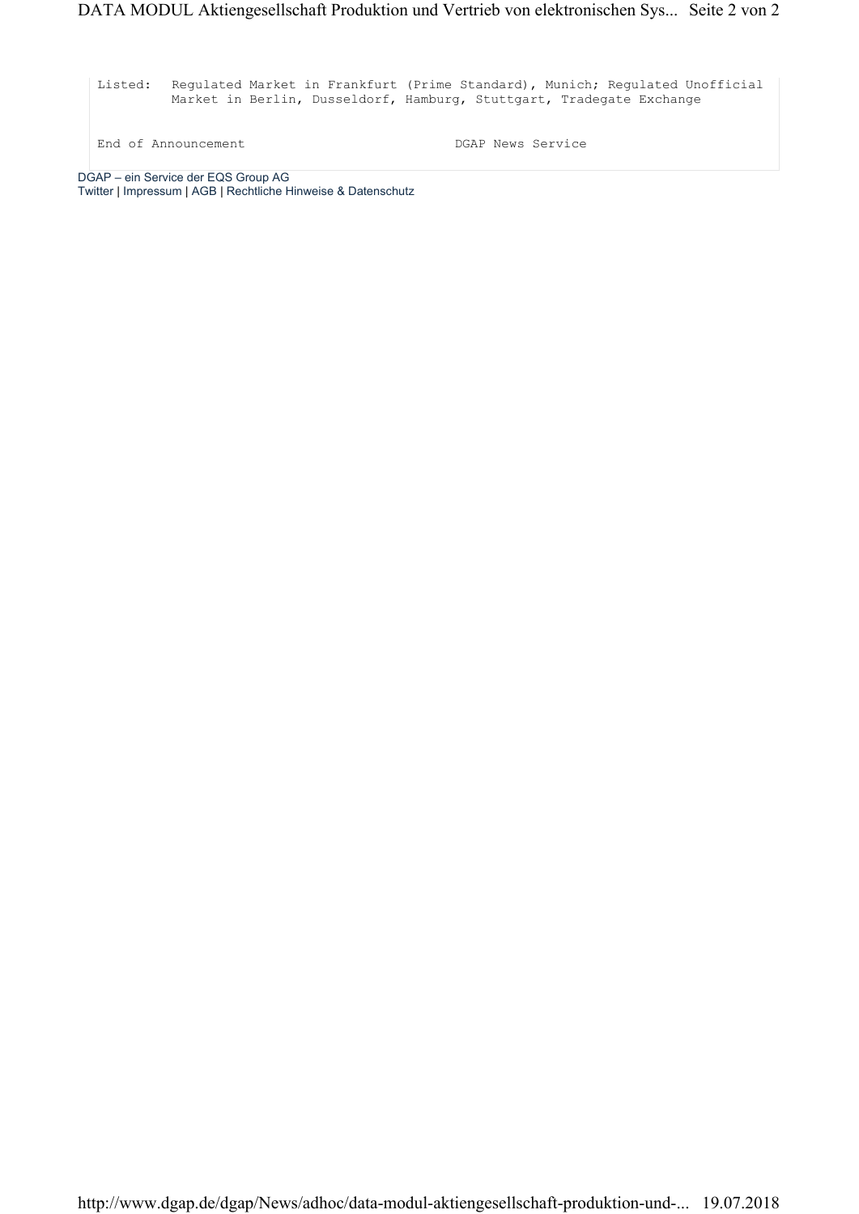```
Listed:   Regulated Market in Frankfurt (Prime Standard), Munich; Regulated Unofficial
          Market in Berlin, Dusseldorf, Hamburg, Stuttgart, Tradegate Exchange


End of Announcement                           DGAP News Service
```

DGAP – ein Service der EQS Group AG
Twitter | Impressum | AGB | Rechtliche Hinweise & Datenschutz